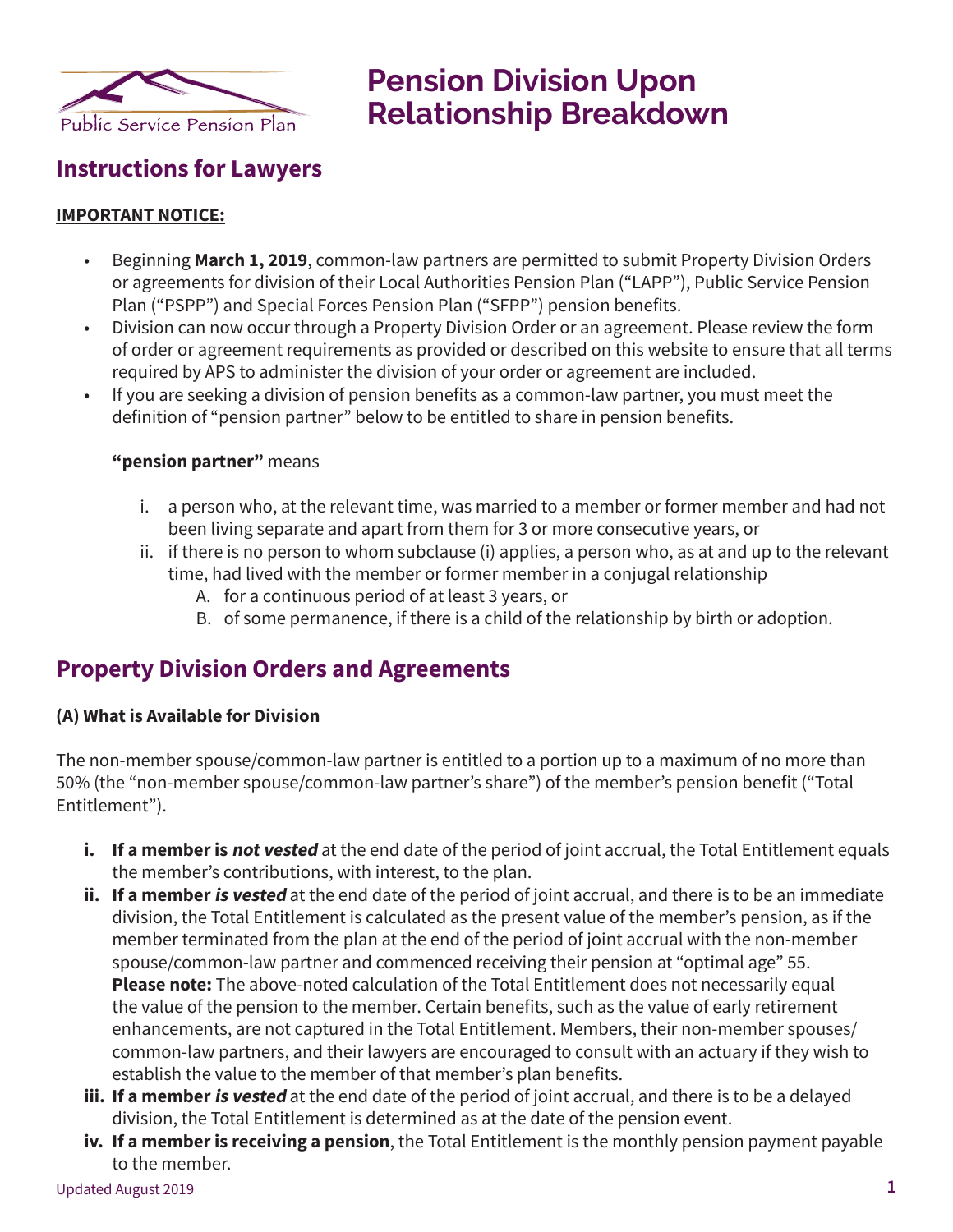# Pension Division Upon Relationship Breakdown

## Instructions for Lawyers

**IMPORTANT NOTICE:**

- Beginning **March 1, 2019**, common-law partners are permitted to submit Property Division Orders or agreements for division of their Local Authorities Pension Plan ("LAPP"), Public Service Pension Plan ("PSPP") and Special Forces Pension Plan ("SFPP") pension benefits.
- Division can now occur through a Property Division Order or an agreement. Please review the form of order or agreement requirements as provided or described on this website to ensure that all terms required by APS to administer the division of your order or agreement are included.
- If you are seeking a division of pension benefits as a common-law partner, you must meet the definition of "pension partner" below to be entitled to share in pension benefits.

  **"pension partner"** means

  i. a person who, at the relevant time, was married to a member or former member and had not been living separate and apart from them for 3 or more consecutive years, or
  ii. if there is no person to whom subclause (i) applies, a person who, as at and up to the relevant time, had lived with the member or former member in a conjugal relationship
     A. for a continuous period of at least 3 years, or
     B. of some permanence, if there is a child of the relationship by birth or adoption.

## Property Division Orders and Agreements

**(A) What is Available for Division**

The non-member spouse/common-law partner is entitled to a portion up to a maximum of no more than 50% (the "non-member spouse/common-law partner's share") of the member's pension benefit ("Total Entitlement").

i. **If a member is *not vested*** at the end date of the period of joint accrual, the Total Entitlement equals the member's contributions, with interest, to the plan.
ii. **If a member *is vested*** at the end date of the period of joint accrual, and there is to be an immediate division, the Total Entitlement is calculated as the present value of the member's pension, as if the member terminated from the plan at the end of the period of joint accrual with the non-member spouse/common-law partner and commenced receiving their pension at "optimal age" 55. **Please note:** The above-noted calculation of the Total Entitlement does not necessarily equal the value of the pension to the member. Certain benefits, such as the value of early retirement enhancements, are not captured in the Total Entitlement. Members, their non-member spouses/ common-law partners, and their lawyers are encouraged to consult with an actuary if they wish to establish the value to the member of that member's plan benefits.
iii. **If a member *is vested*** at the end date of the period of joint accrual, and there is to be a delayed division, the Total Entitlement is determined as at the date of the pension event.
iv. **If a member is receiving a pension**, the Total Entitlement is the monthly pension payment payable to the member.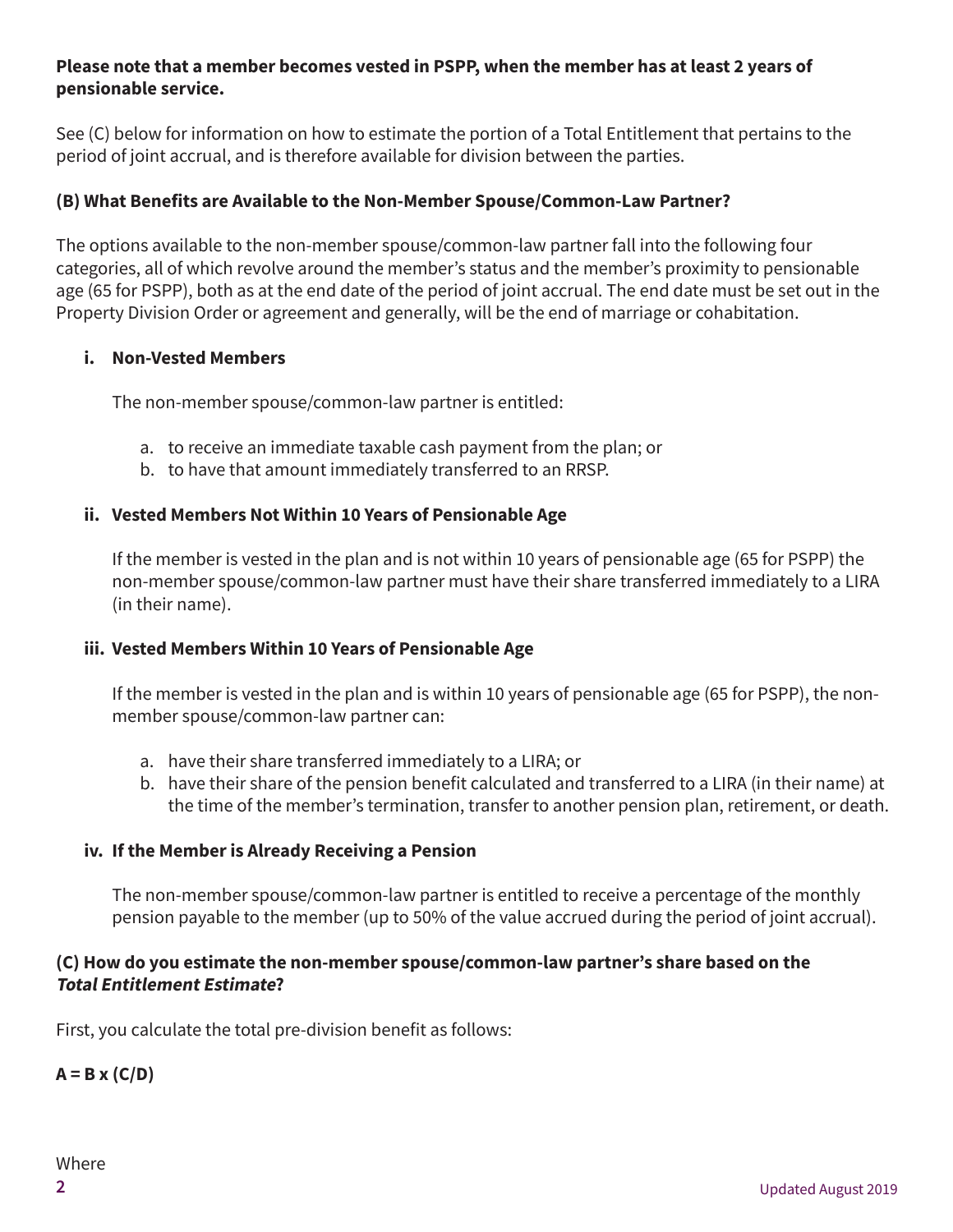**Please note that a member becomes vested in PSPP, when the member has at least 2 years of pensionable service.**

See (C) below for information on how to estimate the portion of a Total Entitlement that pertains to the period of joint accrual, and is therefore available for division between the parties.

### (B) What Benefits are Available to the Non-Member Spouse/Common-Law Partner?

The options available to the non-member spouse/common-law partner fall into the following four categories, all of which revolve around the member's status and the member's proximity to pensionable age (65 for PSPP), both as at the end date of the period of joint accrual. The end date must be set out in the Property Division Order or agreement and generally, will be the end of marriage or cohabitation.

#### i. Non-Vested Members

The non-member spouse/common-law partner is entitled:

a. to receive an immediate taxable cash payment from the plan; or
b. to have that amount immediately transferred to an RRSP.

#### ii. Vested Members Not Within 10 Years of Pensionable Age

If the member is vested in the plan and is not within 10 years of pensionable age (65 for PSPP) the non-member spouse/common-law partner must have their share transferred immediately to a LIRA (in their name).

#### iii. Vested Members Within 10 Years of Pensionable Age

If the member is vested in the plan and is within 10 years of pensionable age (65 for PSPP), the non-member spouse/common-law partner can:

a. have their share transferred immediately to a LIRA; or
b. have their share of the pension benefit calculated and transferred to a LIRA (in their name) at the time of the member's termination, transfer to another pension plan, retirement, or death.

#### iv. If the Member is Already Receiving a Pension

The non-member spouse/common-law partner is entitled to receive a percentage of the monthly pension payable to the member (up to 50% of the value accrued during the period of joint accrual).

### (C) How do you estimate the non-member spouse/common-law partner's share based on the *Total Entitlement Estimate*?

First, you calculate the total pre-division benefit as follows:

$$A = B \times (C/D)$$

Where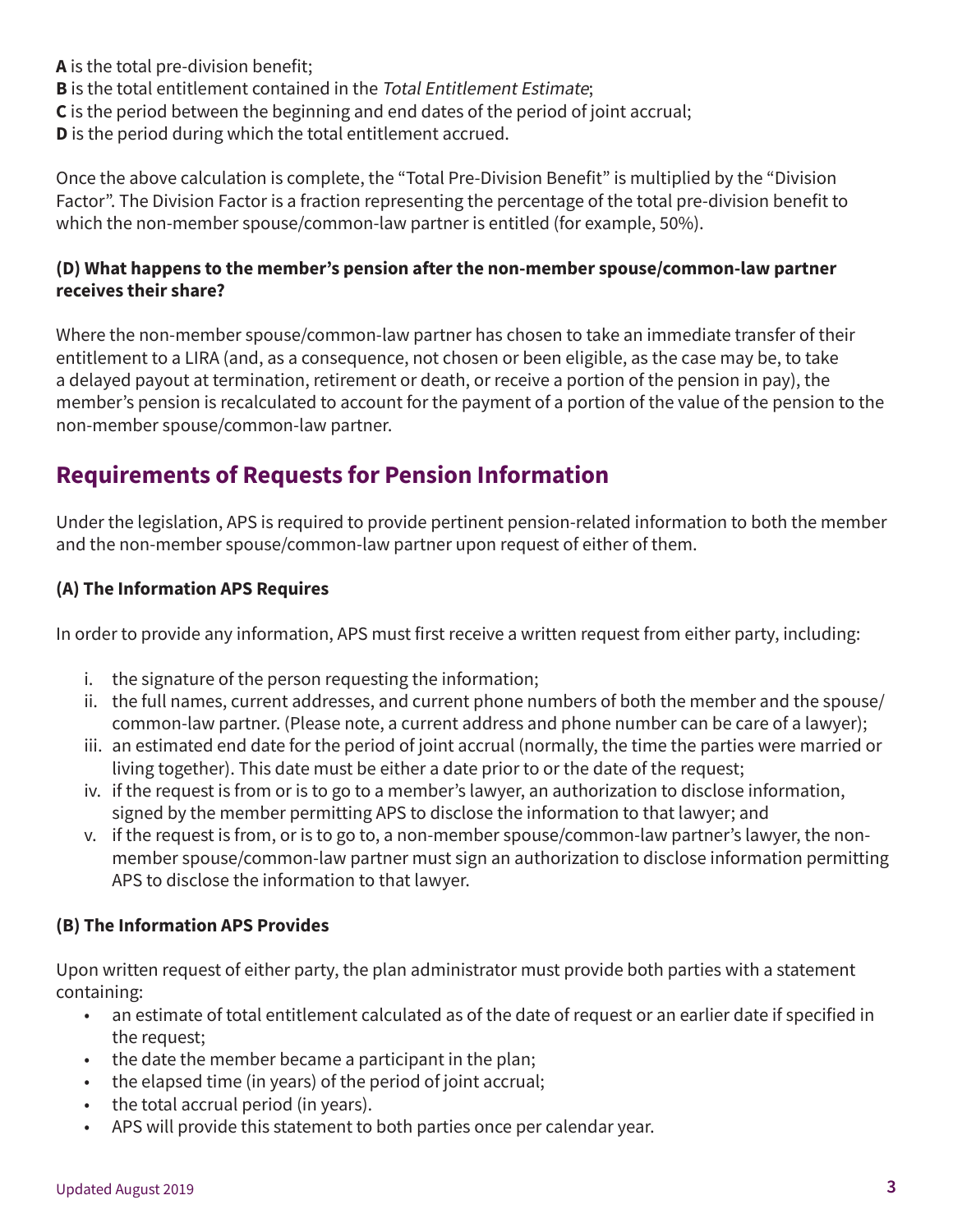**A** is the total pre-division benefit;
**B** is the total entitlement contained in the *Total Entitlement Estimate*;
**C** is the period between the beginning and end dates of the period of joint accrual;
**D** is the period during which the total entitlement accrued.

Once the above calculation is complete, the "Total Pre-Division Benefit" is multiplied by the "Division Factor". The Division Factor is a fraction representing the percentage of the total pre-division benefit to which the non-member spouse/common-law partner is entitled (for example, 50%).

#### (D) What happens to the member's pension after the non-member spouse/common-law partner receives their share?

Where the non-member spouse/common-law partner has chosen to take an immediate transfer of their entitlement to a LIRA (and, as a consequence, not chosen or been eligible, as the case may be, to take a delayed payout at termination, retirement or death, or receive a portion of the pension in pay), the member's pension is recalculated to account for the payment of a portion of the value of the pension to the non-member spouse/common-law partner.

## Requirements of Requests for Pension Information

Under the legislation, APS is required to provide pertinent pension-related information to both the member and the non-member spouse/common-law partner upon request of either of them.

#### (A) The Information APS Requires

In order to provide any information, APS must first receive a written request from either party, including:

i. the signature of the person requesting the information;
ii. the full names, current addresses, and current phone numbers of both the member and the spouse/common-law partner. (Please note, a current address and phone number can be care of a lawyer);
iii. an estimated end date for the period of joint accrual (normally, the time the parties were married or living together). This date must be either a date prior to or the date of the request;
iv. if the request is from or is to go to a member's lawyer, an authorization to disclose information, signed by the member permitting APS to disclose the information to that lawyer; and
v. if the request is from, or is to go to, a non-member spouse/common-law partner's lawyer, the non-member spouse/common-law partner must sign an authorization to disclose information permitting APS to disclose the information to that lawyer.

#### (B) The Information APS Provides

Upon written request of either party, the plan administrator must provide both parties with a statement containing:

- an estimate of total entitlement calculated as of the date of request or an earlier date if specified in the request;
- the date the member became a participant in the plan;
- the elapsed time (in years) of the period of joint accrual;
- the total accrual period (in years).
- APS will provide this statement to both parties once per calendar year.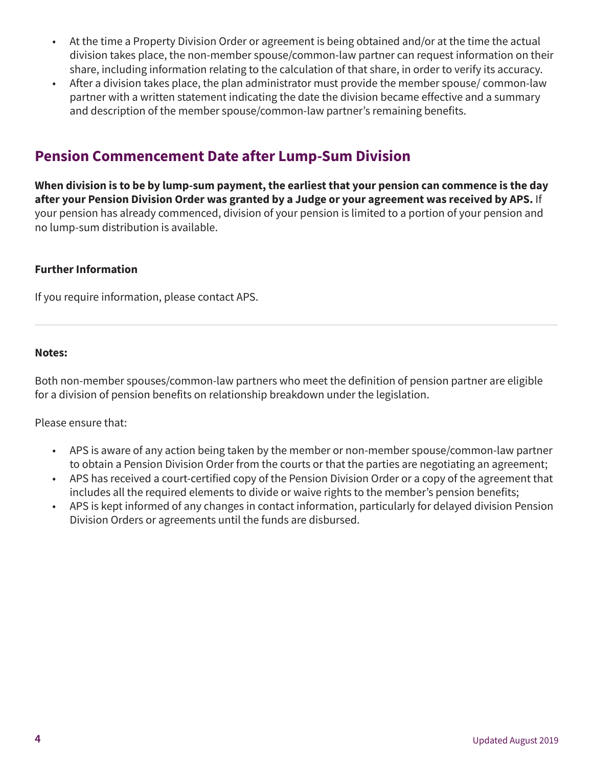- At the time a Property Division Order or agreement is being obtained and/or at the time the actual division takes place, the non-member spouse/common-law partner can request information on their share, including information relating to the calculation of that share, in order to verify its accuracy.
- After a division takes place, the plan administrator must provide the member spouse/ common-law partner with a written statement indicating the date the division became effective and a summary and description of the member spouse/common-law partner's remaining benefits.

## Pension Commencement Date after Lump-Sum Division

**When division is to be by lump-sum payment, the earliest that your pension can commence is the day after your Pension Division Order was granted by a Judge or your agreement was received by APS.** If your pension has already commenced, division of your pension is limited to a portion of your pension and no lump-sum distribution is available.

**Further Information**

If you require information, please contact APS.

---

**Notes:**

Both non-member spouses/common-law partners who meet the definition of pension partner are eligible for a division of pension benefits on relationship breakdown under the legislation.

Please ensure that:

- APS is aware of any action being taken by the member or non-member spouse/common-law partner to obtain a Pension Division Order from the courts or that the parties are negotiating an agreement;
- APS has received a court-certified copy of the Pension Division Order or a copy of the agreement that includes all the required elements to divide or waive rights to the member's pension benefits;
- APS is kept informed of any changes in contact information, particularly for delayed division Pension Division Orders or agreements until the funds are disbursed.

Updated August 2019